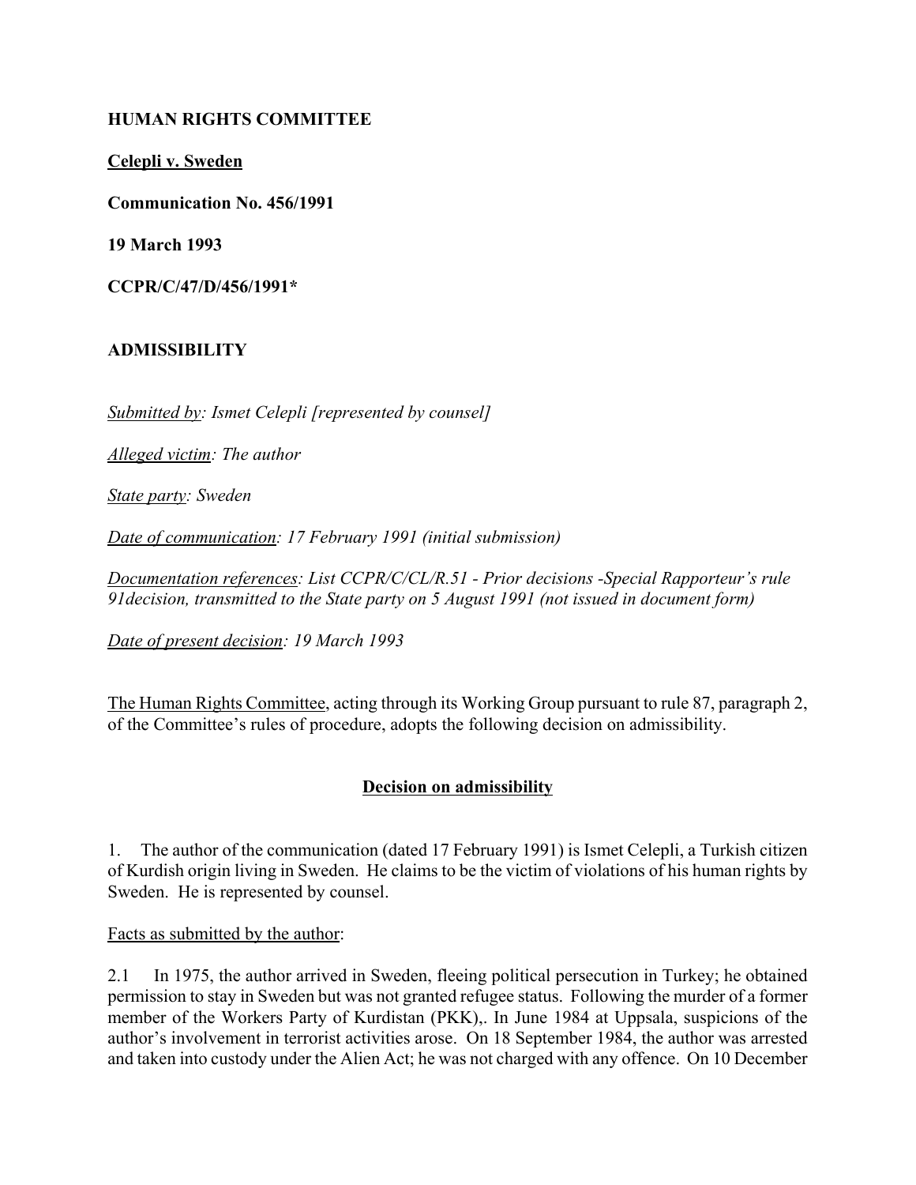**HUMAN RIGHTS COMMITTEE**

**Celepli v. Sweden**

**Communication No. 456/1991**

**19 March 1993**

**CCPR/C/47/D/456/1991***

**ADMISSIBILITY**

*Submitted by: Ismet Celepli [represented by counsel]*

*Alleged victim: The author*

*State party: Sweden*

*Date of communication: 17 February 1991 (initial submission)*

*Documentation references: List CCPR/C/CL/R.51 - Prior decisions -Special Rapporteur's rule 91decision, transmitted to the State party on 5 August 1991 (not issued in document form)*

*Date of present decision: 19 March 1993*

The Human Rights Committee, acting through its Working Group pursuant to rule 87, paragraph 2, of the Committee's rules of procedure, adopts the following decision on admissibility.

**Decision on admissibility**

1. The author of the communication (dated 17 February 1991) is Ismet Celepli, a Turkish citizen of Kurdish origin living in Sweden. He claims to be the victim of violations of his human rights by Sweden. He is represented by counsel.

Facts as submitted by the author:

2.1 In 1975, the author arrived in Sweden, fleeing political persecution in Turkey; he obtained permission to stay in Sweden but was not granted refugee status. Following the murder of a former member of the Workers Party of Kurdistan (PKK),. In June 1984 at Uppsala, suspicions of the author's involvement in terrorist activities arose. On 18 September 1984, the author was arrested and taken into custody under the Alien Act; he was not charged with any offence. On 10 December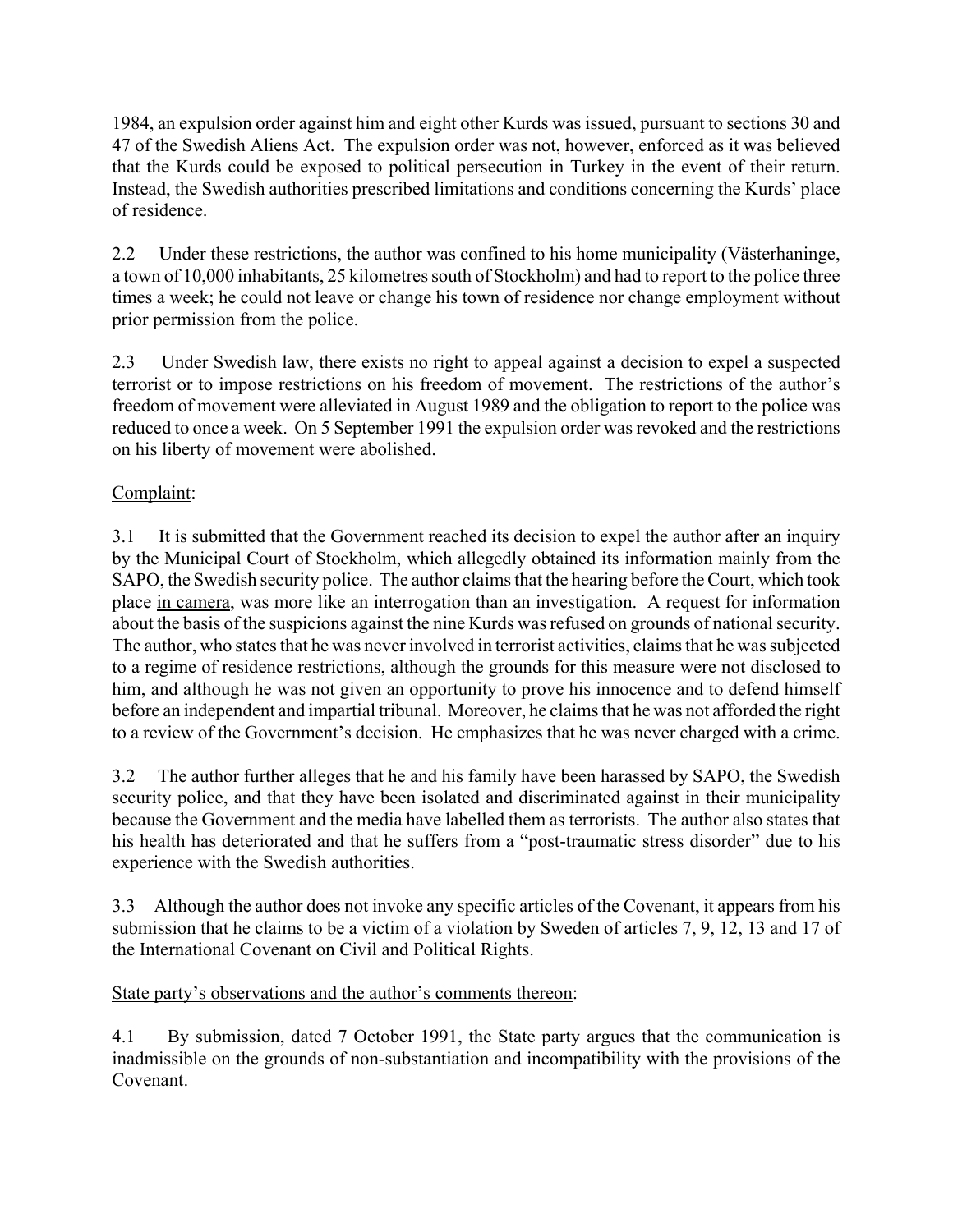1984, an expulsion order against him and eight other Kurds was issued, pursuant to sections 30 and 47 of the Swedish Aliens Act. The expulsion order was not, however, enforced as it was believed that the Kurds could be exposed to political persecution in Turkey in the event of their return. Instead, the Swedish authorities prescribed limitations and conditions concerning the Kurds' place of residence.

2.2 Under these restrictions, the author was confined to his home municipality (Västerhaninge, a town of 10,000 inhabitants, 25 kilometres south of Stockholm) and had to report to the police three times a week; he could not leave or change his town of residence nor change employment without prior permission from the police.

2.3 Under Swedish law, there exists no right to appeal against a decision to expel a suspected terrorist or to impose restrictions on his freedom of movement. The restrictions of the author's freedom of movement were alleviated in August 1989 and the obligation to report to the police was reduced to once a week. On 5 September 1991 the expulsion order was revoked and the restrictions on his liberty of movement were abolished.

Complaint:

3.1 It is submitted that the Government reached its decision to expel the author after an inquiry by the Municipal Court of Stockholm, which allegedly obtained its information mainly from the SAPO, the Swedish security police. The author claims that the hearing before the Court, which took place in camera, was more like an interrogation than an investigation. A request for information about the basis of the suspicions against the nine Kurds was refused on grounds of national security. The author, who states that he was never involved in terrorist activities, claims that he was subjected to a regime of residence restrictions, although the grounds for this measure were not disclosed to him, and although he was not given an opportunity to prove his innocence and to defend himself before an independent and impartial tribunal. Moreover, he claims that he was not afforded the right to a review of the Government's decision. He emphasizes that he was never charged with a crime.

3.2 The author further alleges that he and his family have been harassed by SAPO, the Swedish security police, and that they have been isolated and discriminated against in their municipality because the Government and the media have labelled them as terrorists. The author also states that his health has deteriorated and that he suffers from a "post-traumatic stress disorder" due to his experience with the Swedish authorities.

3.3 Although the author does not invoke any specific articles of the Covenant, it appears from his submission that he claims to be a victim of a violation by Sweden of articles 7, 9, 12, 13 and 17 of the International Covenant on Civil and Political Rights.

State party's observations and the author's comments thereon:

4.1 By submission, dated 7 October 1991, the State party argues that the communication is inadmissible on the grounds of non-substantiation and incompatibility with the provisions of the Covenant.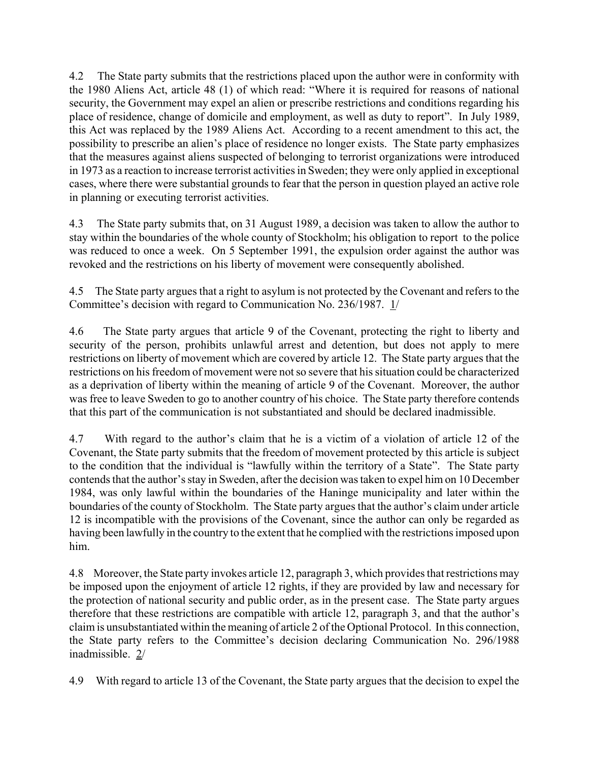4.2 The State party submits that the restrictions placed upon the author were in conformity with the 1980 Aliens Act, article 48 (1) of which read: "Where it is required for reasons of national security, the Government may expel an alien or prescribe restrictions and conditions regarding his place of residence, change of domicile and employment, as well as duty to report". In July 1989, this Act was replaced by the 1989 Aliens Act. According to a recent amendment to this act, the possibility to prescribe an alien's place of residence no longer exists. The State party emphasizes that the measures against aliens suspected of belonging to terrorist organizations were introduced in 1973 as a reaction to increase terrorist activities in Sweden; they were only applied in exceptional cases, where there were substantial grounds to fear that the person in question played an active role in planning or executing terrorist activities.

4.3 The State party submits that, on 31 August 1989, a decision was taken to allow the author to stay within the boundaries of the whole county of Stockholm; his obligation to report to the police was reduced to once a week. On 5 September 1991, the expulsion order against the author was revoked and the restrictions on his liberty of movement were consequently abolished.

4.5 The State party argues that a right to asylum is not protected by the Covenant and refers to the Committee's decision with regard to Communication No. 236/1987. 1/

4.6 The State party argues that article 9 of the Covenant, protecting the right to liberty and security of the person, prohibits unlawful arrest and detention, but does not apply to mere restrictions on liberty of movement which are covered by article 12. The State party argues that the restrictions on his freedom of movement were not so severe that his situation could be characterized as a deprivation of liberty within the meaning of article 9 of the Covenant. Moreover, the author was free to leave Sweden to go to another country of his choice. The State party therefore contends that this part of the communication is not substantiated and should be declared inadmissible.

4.7 With regard to the author's claim that he is a victim of a violation of article 12 of the Covenant, the State party submits that the freedom of movement protected by this article is subject to the condition that the individual is "lawfully within the territory of a State". The State party contends that the author's stay in Sweden, after the decision was taken to expel him on 10 December 1984, was only lawful within the boundaries of the Haninge municipality and later within the boundaries of the county of Stockholm. The State party argues that the author's claim under article 12 is incompatible with the provisions of the Covenant, since the author can only be regarded as having been lawfully in the country to the extent that he complied with the restrictions imposed upon him.

4.8 Moreover, the State party invokes article 12, paragraph 3, which provides that restrictions may be imposed upon the enjoyment of article 12 rights, if they are provided by law and necessary for the protection of national security and public order, as in the present case. The State party argues therefore that these restrictions are compatible with article 12, paragraph 3, and that the author's claim is unsubstantiated within the meaning of article 2 of the Optional Protocol. In this connection, the State party refers to the Committee's decision declaring Communication No. 296/1988 inadmissible. 2/

4.9 With regard to article 13 of the Covenant, the State party argues that the decision to expel the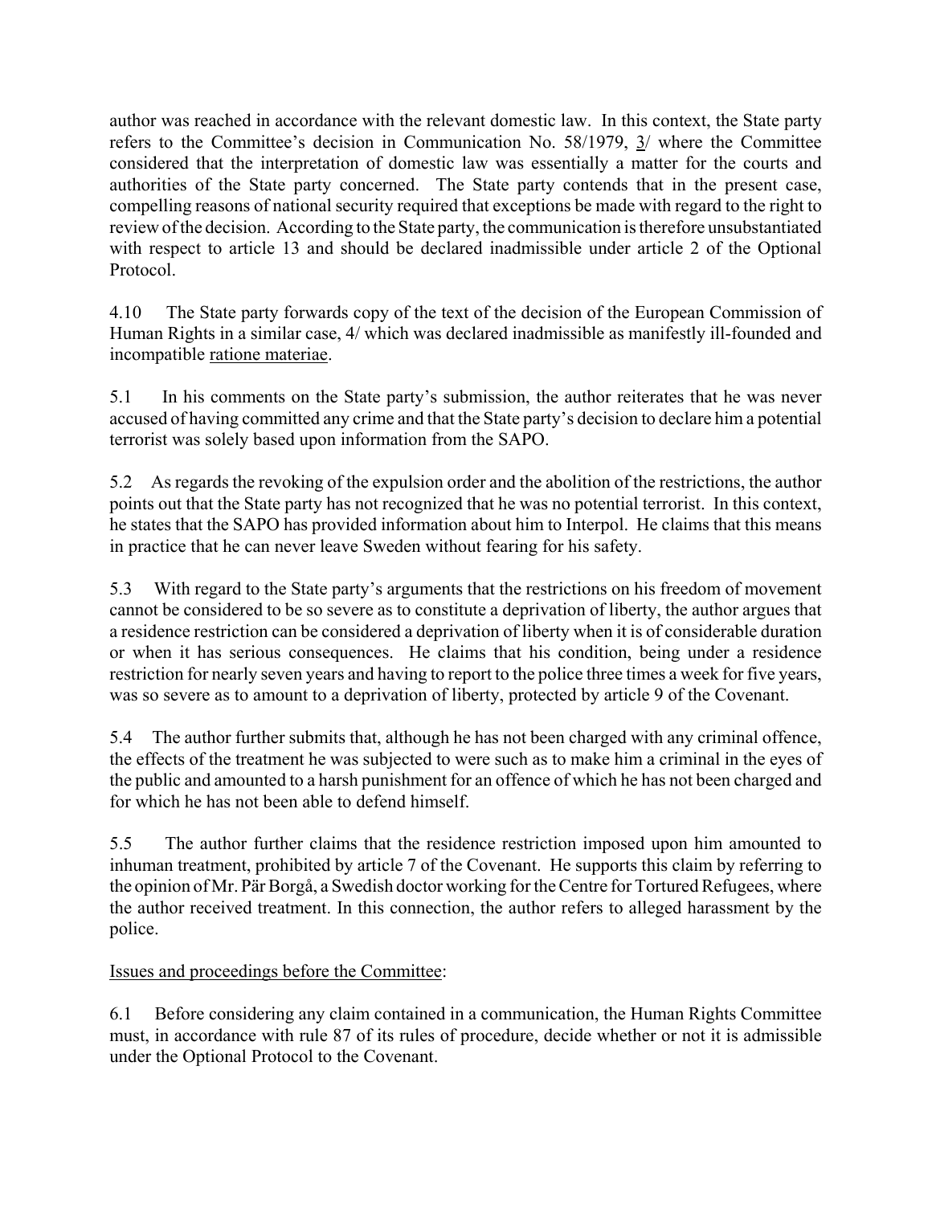author was reached in accordance with the relevant domestic law. In this context, the State party refers to the Committee's decision in Communication No. 58/1979, 3/ where the Committee considered that the interpretation of domestic law was essentially a matter for the courts and authorities of the State party concerned. The State party contends that in the present case, compelling reasons of national security required that exceptions be made with regard to the right to review of the decision. According to the State party, the communication is therefore unsubstantiated with respect to article 13 and should be declared inadmissible under article 2 of the Optional Protocol.

4.10 The State party forwards copy of the text of the decision of the European Commission of Human Rights in a similar case, 4/ which was declared inadmissible as manifestly ill-founded and incompatible ratione materiae.

5.1 In his comments on the State party's submission, the author reiterates that he was never accused of having committed any crime and that the State party's decision to declare him a potential terrorist was solely based upon information from the SAPO.

5.2 As regards the revoking of the expulsion order and the abolition of the restrictions, the author points out that the State party has not recognized that he was no potential terrorist. In this context, he states that the SAPO has provided information about him to Interpol. He claims that this means in practice that he can never leave Sweden without fearing for his safety.

5.3 With regard to the State party's arguments that the restrictions on his freedom of movement cannot be considered to be so severe as to constitute a deprivation of liberty, the author argues that a residence restriction can be considered a deprivation of liberty when it is of considerable duration or when it has serious consequences. He claims that his condition, being under a residence restriction for nearly seven years and having to report to the police three times a week for five years, was so severe as to amount to a deprivation of liberty, protected by article 9 of the Covenant.

5.4 The author further submits that, although he has not been charged with any criminal offence, the effects of the treatment he was subjected to were such as to make him a criminal in the eyes of the public and amounted to a harsh punishment for an offence of which he has not been charged and for which he has not been able to defend himself.

5.5 The author further claims that the residence restriction imposed upon him amounted to inhuman treatment, prohibited by article 7 of the Covenant. He supports this claim by referring to the opinion of Mr. Pär Borgå, a Swedish doctor working for the Centre for Tortured Refugees, where the author received treatment. In this connection, the author refers to alleged harassment by the police.

Issues and proceedings before the Committee:

6.1 Before considering any claim contained in a communication, the Human Rights Committee must, in accordance with rule 87 of its rules of procedure, decide whether or not it is admissible under the Optional Protocol to the Covenant.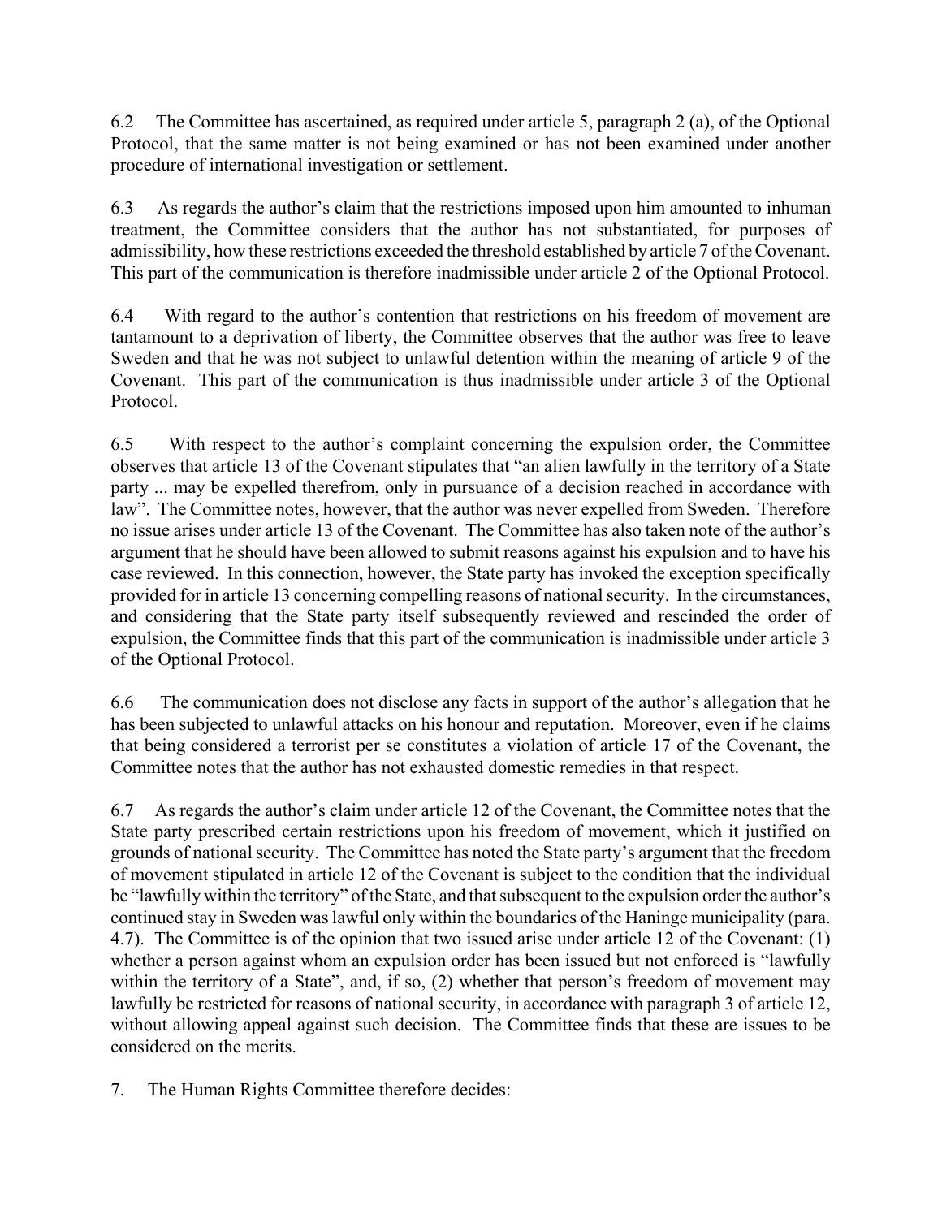6.2 The Committee has ascertained, as required under article 5, paragraph 2 (a), of the Optional Protocol, that the same matter is not being examined or has not been examined under another procedure of international investigation or settlement.

6.3 As regards the author's claim that the restrictions imposed upon him amounted to inhuman treatment, the Committee considers that the author has not substantiated, for purposes of admissibility, how these restrictions exceeded the threshold established by article 7 of the Covenant. This part of the communication is therefore inadmissible under article 2 of the Optional Protocol.

6.4 With regard to the author's contention that restrictions on his freedom of movement are tantamount to a deprivation of liberty, the Committee observes that the author was free to leave Sweden and that he was not subject to unlawful detention within the meaning of article 9 of the Covenant. This part of the communication is thus inadmissible under article 3 of the Optional Protocol.

6.5 With respect to the author's complaint concerning the expulsion order, the Committee observes that article 13 of the Covenant stipulates that "an alien lawfully in the territory of a State party ... may be expelled therefrom, only in pursuance of a decision reached in accordance with law". The Committee notes, however, that the author was never expelled from Sweden. Therefore no issue arises under article 13 of the Covenant. The Committee has also taken note of the author's argument that he should have been allowed to submit reasons against his expulsion and to have his case reviewed. In this connection, however, the State party has invoked the exception specifically provided for in article 13 concerning compelling reasons of national security. In the circumstances, and considering that the State party itself subsequently reviewed and rescinded the order of expulsion, the Committee finds that this part of the communication is inadmissible under article 3 of the Optional Protocol.

6.6 The communication does not disclose any facts in support of the author's allegation that he has been subjected to unlawful attacks on his honour and reputation. Moreover, even if he claims that being considered a terrorist per se constitutes a violation of article 17 of the Covenant, the Committee notes that the author has not exhausted domestic remedies in that respect.

6.7 As regards the author's claim under article 12 of the Covenant, the Committee notes that the State party prescribed certain restrictions upon his freedom of movement, which it justified on grounds of national security. The Committee has noted the State party's argument that the freedom of movement stipulated in article 12 of the Covenant is subject to the condition that the individual be "lawfully within the territory" of the State, and that subsequent to the expulsion order the author's continued stay in Sweden was lawful only within the boundaries of the Haninge municipality (para. 4.7). The Committee is of the opinion that two issued arise under article 12 of the Covenant: (1) whether a person against whom an expulsion order has been issued but not enforced is "lawfully within the territory of a State", and, if so, (2) whether that person's freedom of movement may lawfully be restricted for reasons of national security, in accordance with paragraph 3 of article 12, without allowing appeal against such decision. The Committee finds that these are issues to be considered on the merits.

7. The Human Rights Committee therefore decides: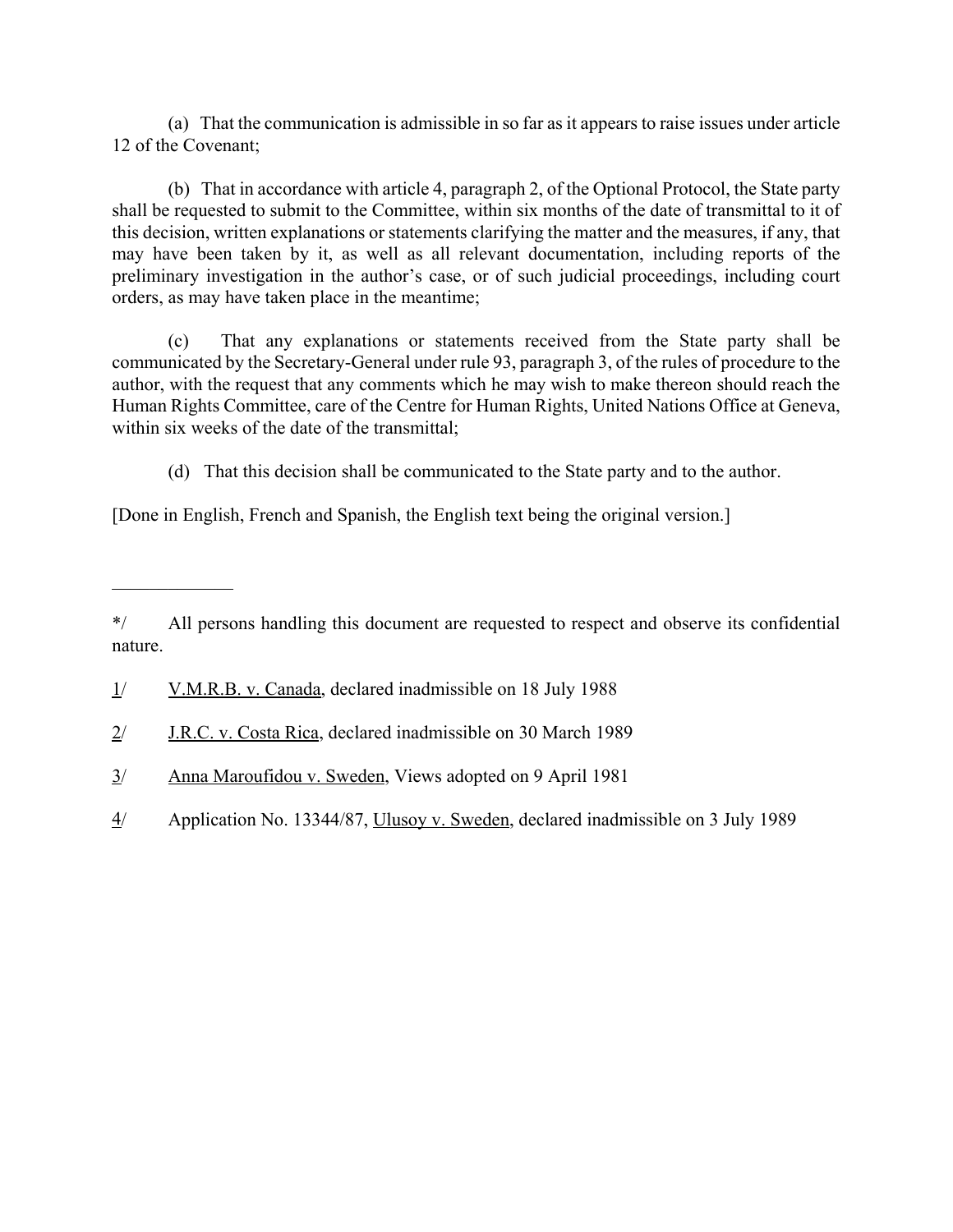(a) That the communication is admissible in so far as it appears to raise issues under article 12 of the Covenant;

(b) That in accordance with article 4, paragraph 2, of the Optional Protocol, the State party shall be requested to submit to the Committee, within six months of the date of transmittal to it of this decision, written explanations or statements clarifying the matter and the measures, if any, that may have been taken by it, as well as all relevant documentation, including reports of the preliminary investigation in the author's case, or of such judicial proceedings, including court orders, as may have taken place in the meantime;

(c) That any explanations or statements received from the State party shall be communicated by the Secretary-General under rule 93, paragraph 3, of the rules of procedure to the author, with the request that any comments which he may wish to make thereon should reach the Human Rights Committee, care of the Centre for Human Rights, United Nations Office at Geneva, within six weeks of the date of the transmittal;

(d) That this decision shall be communicated to the State party and to the author.

[Done in English, French and Spanish, the English text being the original version.]

---

*/ All persons handling this document are requested to respect and observe its confidential nature.

1/ V.M.R.B. v. Canada, declared inadmissible on 18 July 1988

2/ J.R.C. v. Costa Rica, declared inadmissible on 30 March 1989

3/ Anna Maroufidou v. Sweden, Views adopted on 9 April 1981

4/ Application No. 13344/87, Ulusoy v. Sweden, declared inadmissible on 3 July 1989